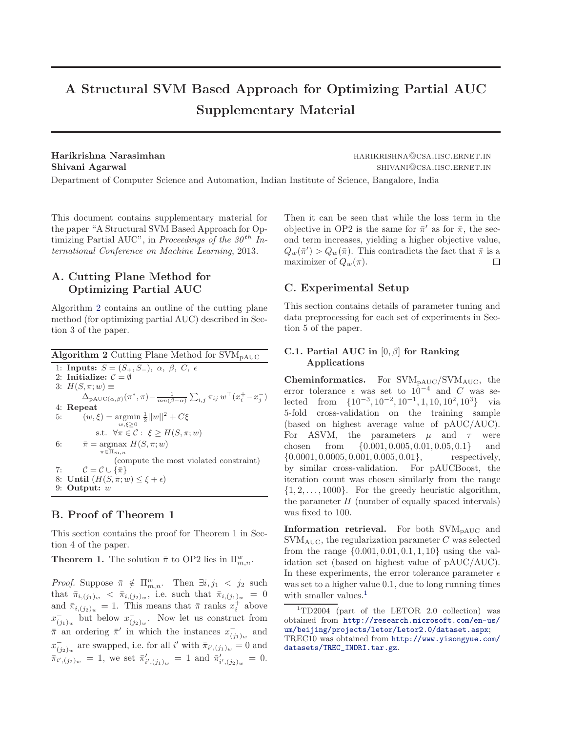# A Structural SVM Based Approach for Optimizing Partial AUC Supplementary Material

**Harikrishna Narasimhan** HARIKRISHNA@CSA.IISC.ERNET.IN
**Shivani Agarwal** SHIVANI@CSA.IISC.ERNET.IN
Department of Computer Science and Automation, Indian Institute of Science, Bangalore, India

This document contains supplementary material for the paper "A Structural SVM Based Approach for Optimizing Partial AUC", in *Proceedings of the 30th International Conference on Machine Learning*, 2013.

## A. Cutting Plane Method for Optimizing Partial AUC

Algorithm 2 contains an outline of the cutting plane method (for optimizing partial AUC) described in Section 3 of the paper.

**Algorithm 2** Cutting Plane Method for $\text{SVM}_{\text{pAUC}}$

```
1: Inputs: S = (S+, S−), α, β, C, ε
2: Initialize: C = ∅
3: H(S, π; w) ≡
      Δ_pAUC(α,β)(π*, π) − (1/(mn(β−α))) Σ_{i,j} π_ij wᵀ(x_i⁺ − x_j⁻)
4: Repeat
5:     (w, ξ) = argmin_{w, ξ≥0} ½||w||² + Cξ
             s.t. ∀π ∈ C : ξ ≥ H(S, π; w)
6:     π̄ = argmax_{π∈Π_{m,n}} H(S, π; w)
             (compute the most violated constraint)
7:     C = C ∪ {π̄}
8: Until (H(S, π̄; w) ≤ ξ + ε)
9: Output: w
```

In mathematical notation:

1: **Inputs:** $S = (S_+, S_-),\ \alpha,\ \beta,\ C,\ \epsilon$
2: **Initialize:** $\mathcal{C} = \emptyset$
3: $H(S, \pi; w) \equiv \Delta_{\text{pAUC}(\alpha,\beta)}(\pi^*, \pi) - \frac{1}{mn(\beta-\alpha)} \sum_{i,j} \pi_{ij}\, w^\top (x_i^+ - x_j^-)$
4: **Repeat**
5: $\quad (w, \xi) = \operatorname*{argmin}_{w, \xi \geq 0} \frac{1}{2}||w||^2 + C\xi$ s.t. $\forall \pi \in \mathcal{C} :\ \xi \geq H(S, \pi; w)$
6: $\quad \bar{\pi} = \operatorname*{argmax}_{\pi \in \Pi_{m,n}} H(S, \pi; w)$ (compute the most violated constraint)
7: $\quad \mathcal{C} = \mathcal{C} \cup \{\bar{\pi}\}$
8: **Until** $(H(S, \bar{\pi}; w) \leq \xi + \epsilon)$
9: **Output:** $w$

## B. Proof of Theorem 1

This section contains the proof for Theorem 1 in Section 4 of the paper.

**Theorem 1.** *The solution $\bar{\pi}$ to OP2 lies in $\Pi^w_{m,n}$.*

*Proof.* Suppose $\bar{\pi} \notin \Pi^w_{m,n}$. Then $\exists i, j_1 < j_2$ such that $\bar{\pi}_{i,(j_1)_w} < \bar{\pi}_{i,(j_2)_w}$, i.e. such that $\bar{\pi}_{i,(j_1)_w} = 0$ and $\bar{\pi}_{i,(j_2)_w} = 1$. This means that $\bar{\pi}$ ranks $x_i^+$ above $x^-_{(j_1)_w}$ but below $x^-_{(j_2)_w}$. Now let us construct from $\bar{\pi}$ an ordering $\bar{\pi}'$ in which the instances $x^-_{(j_1)_w}$ and $x^-_{(j_2)_w}$ are swapped, i.e. for all $i'$ with $\bar{\pi}_{i',(j_1)_w} = 0$ and $\bar{\pi}_{i',(j_2)_w} = 1$, we set $\bar{\pi}'_{i',(j_1)_w} = 1$ and $\bar{\pi}'_{i',(j_2)_w} = 0$. Then it can be seen that while the loss term in the objective in OP2 is the same for $\bar{\pi}'$ as for $\bar{\pi}$, the second term increases, yielding a higher objective value, $Q_w(\bar{\pi}') > Q_w(\bar{\pi})$. This contradicts the fact that $\bar{\pi}$ is a maximizer of $Q_w(\pi)$. □

## C. Experimental Setup

This section contains details of parameter tuning and data preprocessing for each set of experiments in Section 5 of the paper.

### C.1. Partial AUC in $[0, \beta]$ for Ranking Applications

**Cheminformatics.** For $\text{SVM}_{\text{pAUC}}/\text{SVM}_{\text{AUC}}$, the error tolerance $\epsilon$ was set to $10^{-4}$ and $C$ was selected from $\{10^{-3}, 10^{-2}, 10^{-1}, 1, 10, 10^2, 10^3\}$ via 5-fold cross-validation on the training sample (based on highest average value of pAUC/AUC). For ASVM, the parameters $\mu$ and $\tau$ were chosen from $\{0.001, 0.005, 0.01, 0.05, 0.1\}$ and $\{0.0001, 0.0005, 0.001, 0.005, 0.01\}$, respectively, by similar cross-validation. For pAUCBoost, the iteration count was chosen similarly from the range $\{1, 2, \ldots, 1000\}$. For the greedy heuristic algorithm, the parameter $H$ (number of equally spaced intervals) was fixed to 100.

**Information retrieval.** For both $\text{SVM}_{\text{pAUC}}$ and $\text{SVM}_{\text{AUC}}$, the regularization parameter $C$ was selected from the range $\{0.001, 0.01, 0.1, 1, 10\}$ using the validation set (based on highest value of pAUC/AUC). In these experiments, the error tolerance parameter $\epsilon$ was set to a higher value 0.1, due to long running times with smaller values.[1]

[1] TD2004 (part of the LETOR 2.0 collection) was obtained from http://research.microsoft.com/en-us/um/beijing/projects/letor/Letor2.0/dataset.aspx; TREC10 was obtained from http://www.yisongyue.com/datasets/TREC_INDRI.tar.gz.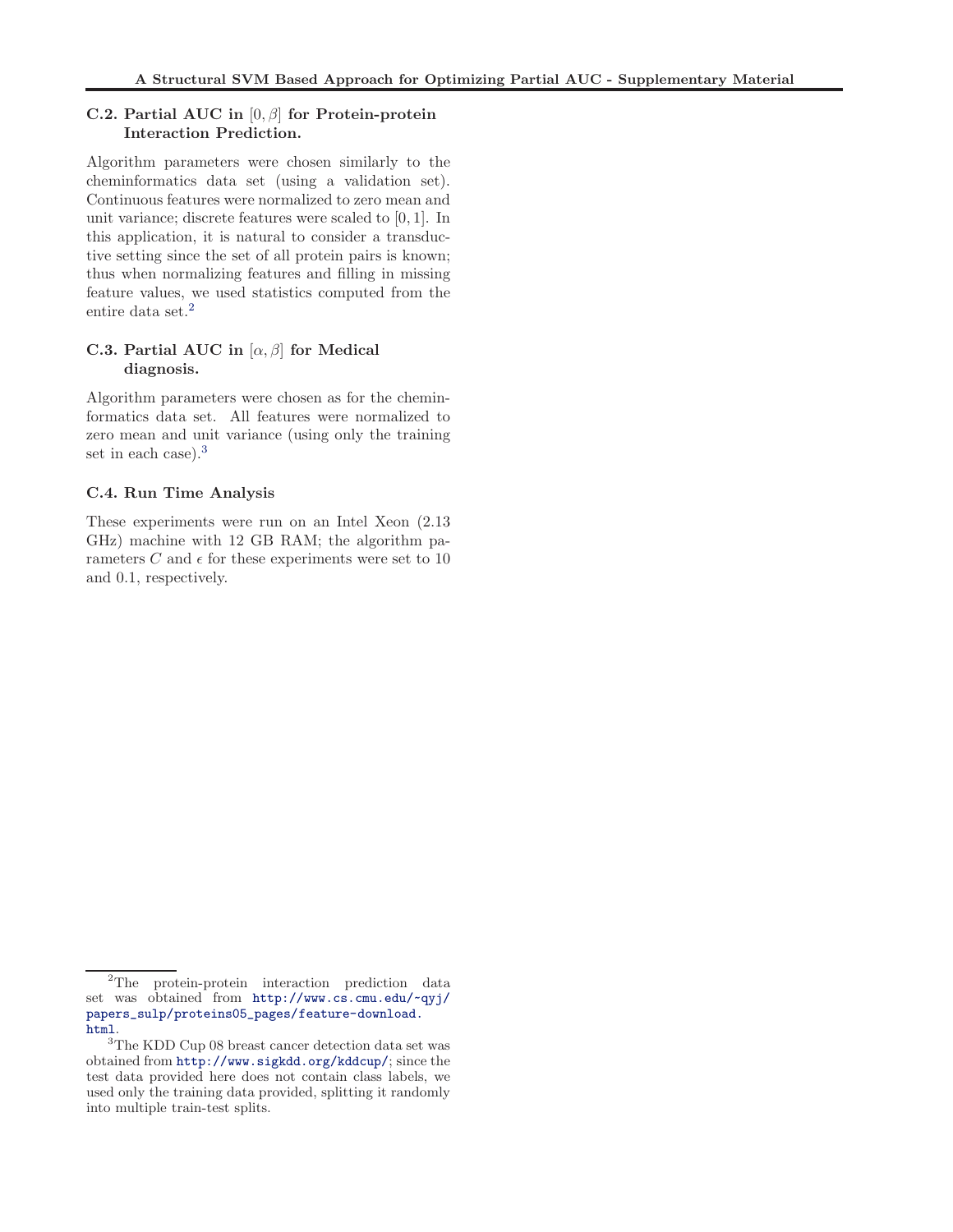### C.2. Partial AUC in $[0, \beta]$ for Protein-protein Interaction Prediction.

Algorithm parameters were chosen similarly to the cheminformatics data set (using a validation set). Continuous features were normalized to zero mean and unit variance; discrete features were scaled to $[0, 1]$. In this application, it is natural to consider a transductive setting since the set of all protein pairs is known; thus when normalizing features and filling in missing feature values, we used statistics computed from the entire data set.[2]

### C.3. Partial AUC in $[\alpha, \beta]$ for Medical diagnosis.

Algorithm parameters were chosen as for the cheminformatics data set. All features were normalized to zero mean and unit variance (using only the training set in each case).[3]

### C.4. Run Time Analysis

These experiments were run on an Intel Xeon (2.13 GHz) machine with 12 GB RAM; the algorithm parameters $C$ and $\epsilon$ for these experiments were set to 10 and 0.1, respectively.

---

[2] The protein-protein interaction prediction data set was obtained from http://www.cs.cmu.edu/~qyj/papers_sulp/proteins05_pages/feature-download.html.

[3] The KDD Cup 08 breast cancer detection data set was obtained from http://www.sigkdd.org/kddcup/; since the test data provided here does not contain class labels, we used only the training data provided, splitting it randomly into multiple train-test splits.